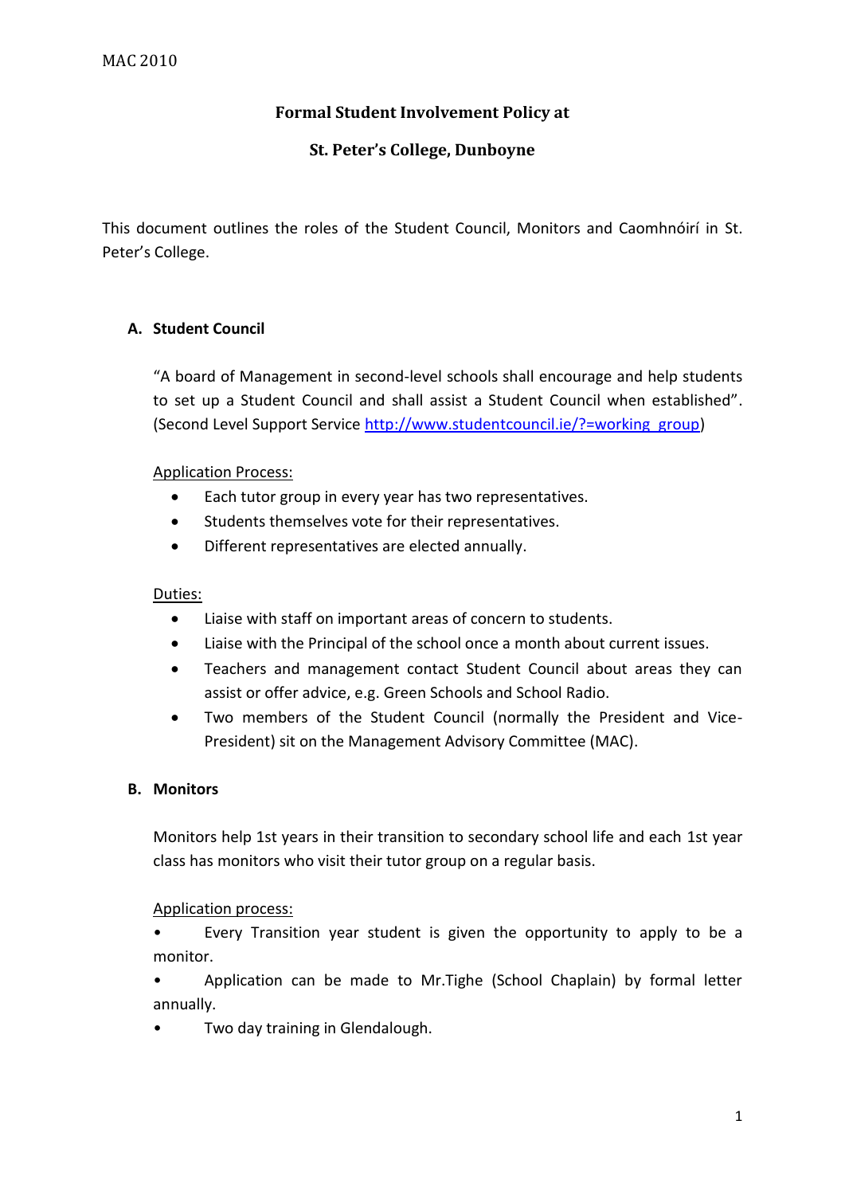MAC 2010

# Formal Student Involvement Policy at

# St. Peter's College, Dunboyne

This document outlines the roles of the Student Council, Monitors and Caomhnóirí in St. Peter's College.

## A. Student Council

"A board of Management in second-level schools shall encourage and help students to set up a Student Council and shall assist a Student Council when established". (Second Level Support Service [http://www.studentcouncil.ie/?=working_group](http://www.studentcouncil.ie/?=working_group))

Application Process:

- Each tutor group in every year has two representatives.
- Students themselves vote for their representatives.
- Different representatives are elected annually.

Duties:

- Liaise with staff on important areas of concern to students.
- Liaise with the Principal of the school once a month about current issues.
- Teachers and management contact Student Council about areas they can assist or offer advice, e.g. Green Schools and School Radio.
- Two members of the Student Council (normally the President and Vice-President) sit on the Management Advisory Committee (MAC).

## B. Monitors

Monitors help 1st years in their transition to secondary school life and each 1st year class has monitors who visit their tutor group on a regular basis.

Application process:

- Every Transition year student is given the opportunity to apply to be a monitor.
- Application can be made to Mr.Tighe (School Chaplain) by formal letter annually.
- Two day training in Glendalough.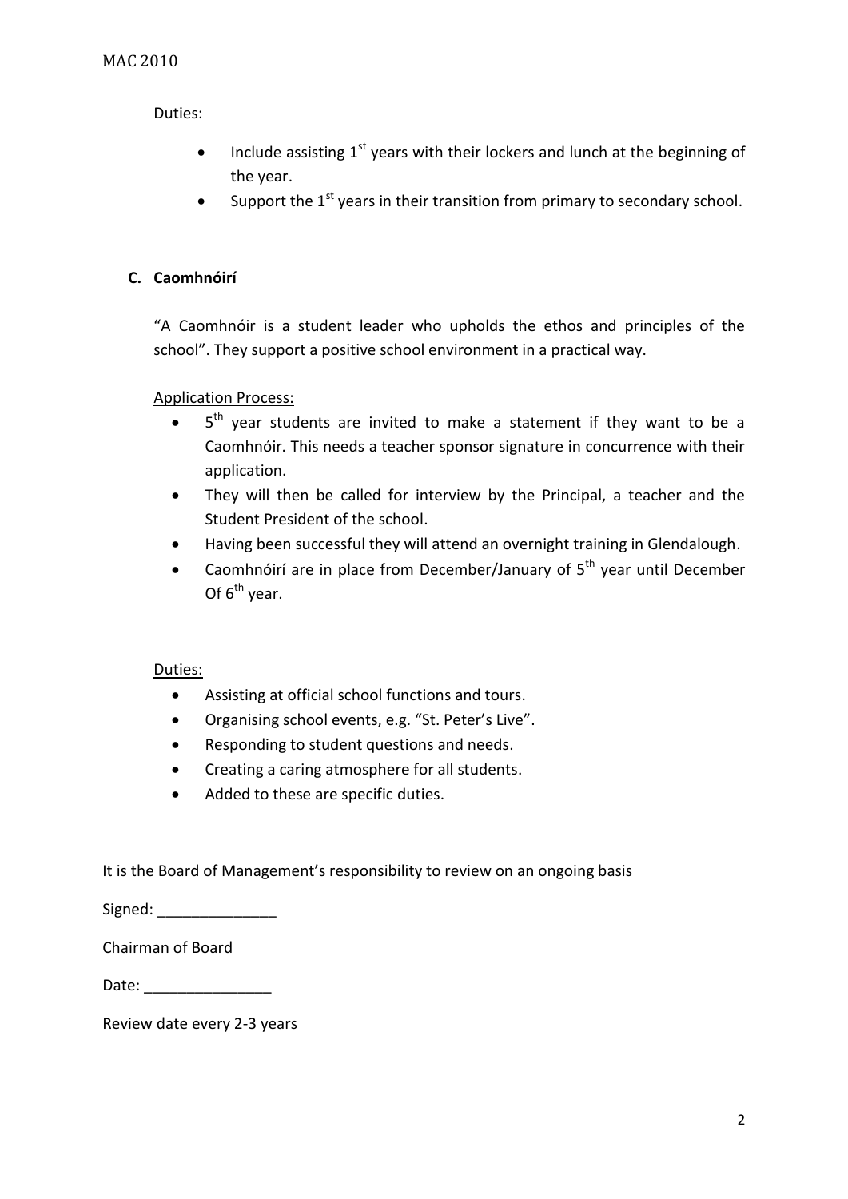Duties:

- Include assisting 1st years with their lockers and lunch at the beginning of the year.
- Support the 1st years in their transition from primary to secondary school.

### C. Caomhnóirí

"A Caomhnóir is a student leader who upholds the ethos and principles of the school". They support a positive school environment in a practical way.

Application Process:

- 5th year students are invited to make a statement if they want to be a Caomhnóir. This needs a teacher sponsor signature in concurrence with their application.
- They will then be called for interview by the Principal, a teacher and the Student President of the school.
- Having been successful they will attend an overnight training in Glendalough.
- Caomhnóirí are in place from December/January of 5th year until December Of 6th year.

Duties:

- Assisting at official school functions and tours.
- Organising school events, e.g. "St. Peter's Live".
- Responding to student questions and needs.
- Creating a caring atmosphere for all students.
- Added to these are specific duties.

It is the Board of Management's responsibility to review on an ongoing basis

Signed: ______________

Chairman of Board

Date: _______________

Review date every 2-3 years